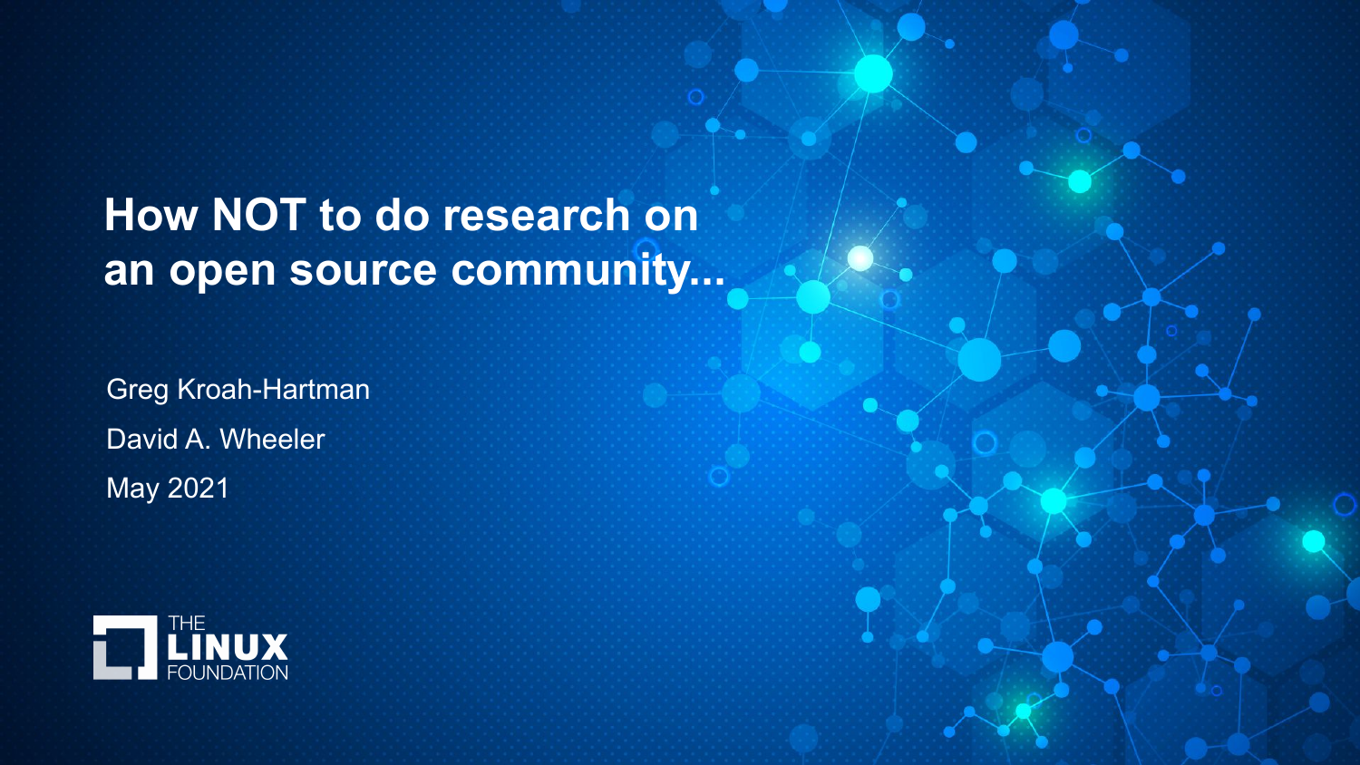# How NOT to do research on an open source community...

Greg Kroah-Hartman

David A. Wheeler

May 2021

THE LINUX FOUNDATION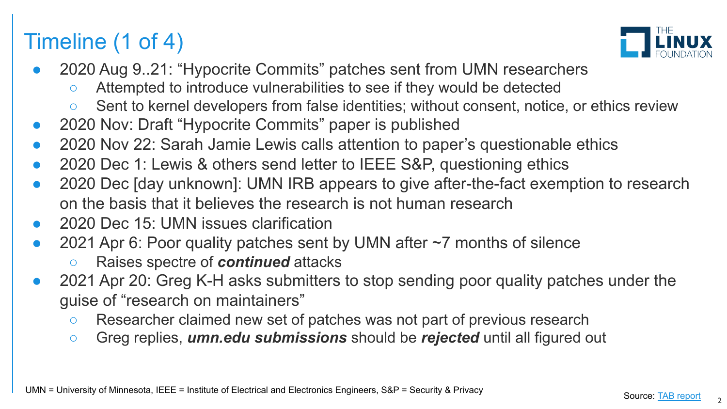# Timeline (1 of 4)

- 2020 Aug 9..21: "Hypocrite Commits" patches sent from UMN researchers
  - Attempted to introduce vulnerabilities to see if they would be detected
  - Sent to kernel developers from false identities; without consent, notice, or ethics review
- 2020 Nov: Draft "Hypocrite Commits" paper is published
- 2020 Nov 22: Sarah Jamie Lewis calls attention to paper's questionable ethics
- 2020 Dec 1: Lewis & others send letter to IEEE S&P, questioning ethics
- 2020 Dec [day unknown]: UMN IRB appears to give after-the-fact exemption to research on the basis that it believes the research is not human research
- 2020 Dec 15: UMN issues clarification
- 2021 Apr 6: Poor quality patches sent by UMN after ~7 months of silence
  - Raises spectre of ***continued*** attacks
- 2021 Apr 20: Greg K-H asks submitters to stop sending poor quality patches under the guise of "research on maintainers"
  - Researcher claimed new set of patches was not part of previous research
  - Greg replies, ***umn.edu submissions*** should be ***rejected*** until all figured out

UMN = University of Minnesota, IEEE = Institute of Electrical and Electronics Engineers, S&P = Security & Privacy

Source: TAB report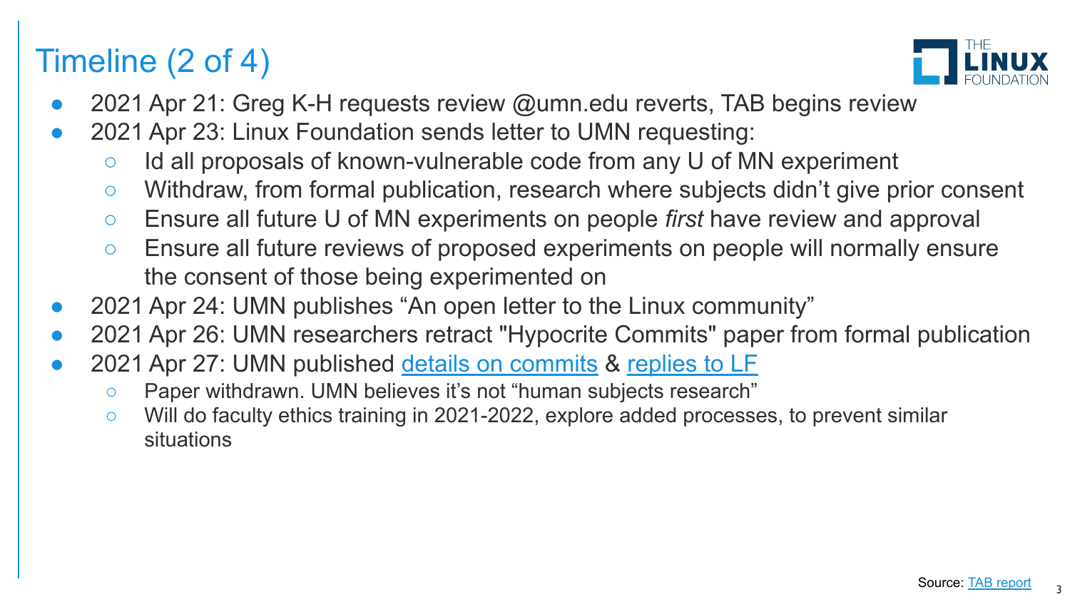# Timeline (2 of 4)

- 2021 Apr 21: Greg K-H requests review @umn.edu reverts, TAB begins review
- 2021 Apr 23: Linux Foundation sends letter to UMN requesting:
  - Id all proposals of known-vulnerable code from any U of MN experiment
  - Withdraw, from formal publication, research where subjects didn't give prior consent
  - Ensure all future U of MN experiments on people *first* have review and approval
  - Ensure all future reviews of proposed experiments on people will normally ensure the consent of those being experimented on
- 2021 Apr 24: UMN publishes "An open letter to the Linux community"
- 2021 Apr 26: UMN researchers retract "Hypocrite Commits" paper from formal publication
- 2021 Apr 27: UMN published details on commits & replies to LF
  - Paper withdrawn. UMN believes it's not "human subjects research"
  - Will do faculty ethics training in 2021-2022, explore added processes, to prevent similar situations

Source: TAB report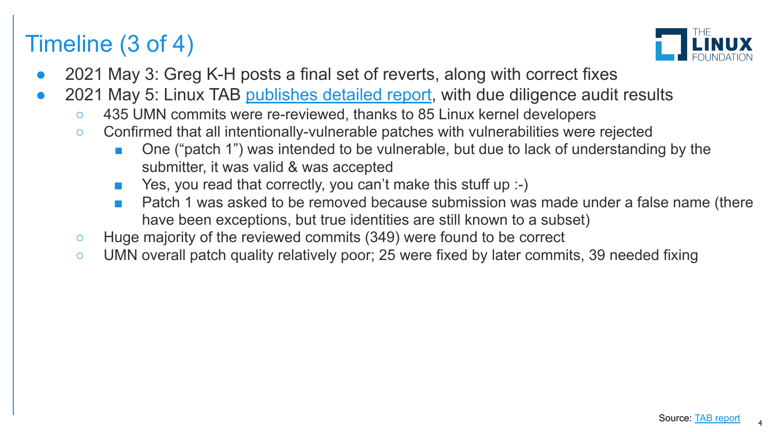# Timeline (3 of 4)

- 2021 May 3: Greg K-H posts a final set of reverts, along with correct fixes
- 2021 May 5: Linux TAB publishes detailed report, with due diligence audit results
  - 435 UMN commits were re-reviewed, thanks to 85 Linux kernel developers
  - Confirmed that all intentionally-vulnerable patches with vulnerabilities were rejected
    - One ("patch 1") was intended to be vulnerable, but due to lack of understanding by the submitter, it was valid & was accepted
    - Yes, you read that correctly, you can't make this stuff up :-)
    - Patch 1 was asked to be removed because submission was made under a false name (there have been exceptions, but true identities are still known to a subset)
  - Huge majority of the reviewed commits (349) were found to be correct
  - UMN overall patch quality relatively poor; 25 were fixed by later commits, 39 needed fixing

Source: TAB report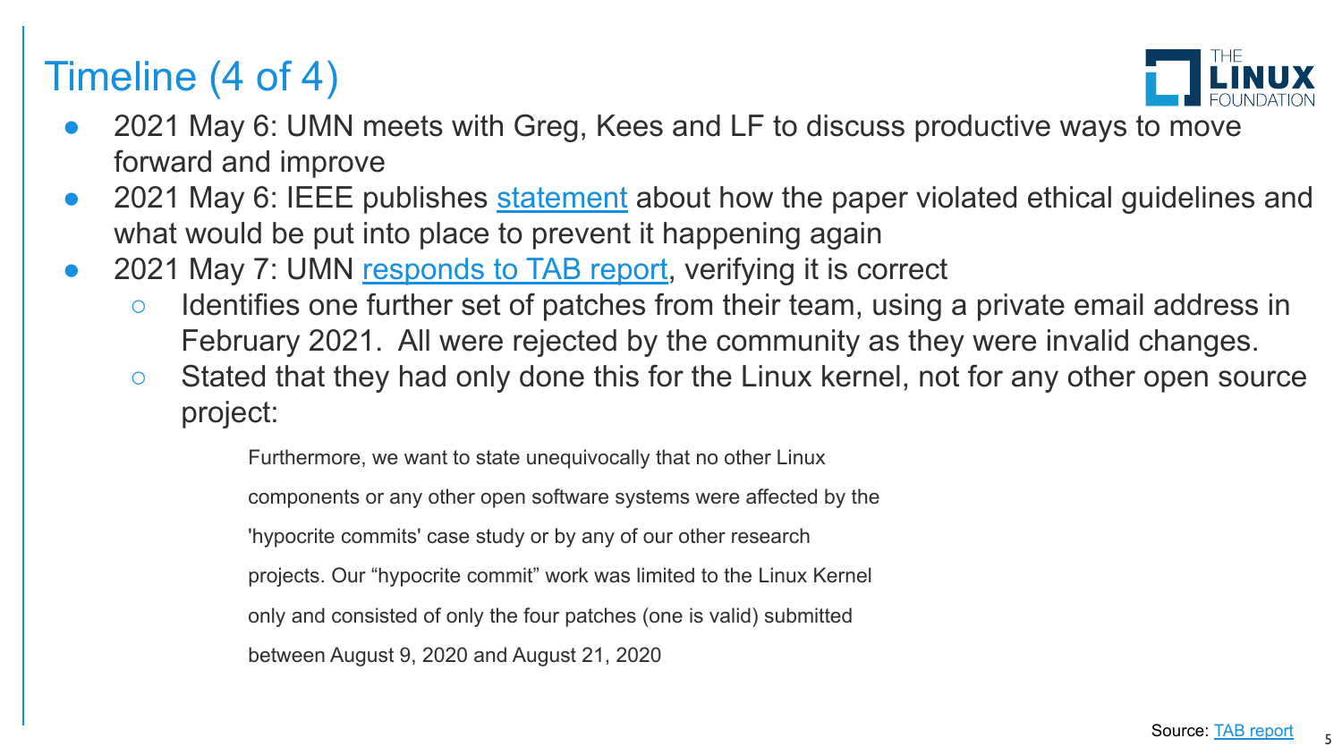# Timeline (4 of 4)

- 2021 May 6: UMN meets with Greg, Kees and LF to discuss productive ways to move forward and improve
- 2021 May 6: IEEE publishes statement about how the paper violated ethical guidelines and what would be put into place to prevent it happening again
- 2021 May 7: UMN responds to TAB report, verifying it is correct
  - Identifies one further set of patches from their team, using a private email address in February 2021. All were rejected by the community as they were invalid changes.
  - Stated that they had only done this for the Linux kernel, not for any other open source project:

    > Furthermore, we want to state unequivocally that no other Linux components or any other open software systems were affected by the 'hypocrite commits' case study or by any of our other research projects. Our “hypocrite commit” work was limited to the Linux Kernel only and consisted of only the four patches (one is valid) submitted between August 9, 2020 and August 21, 2020

Source: TAB report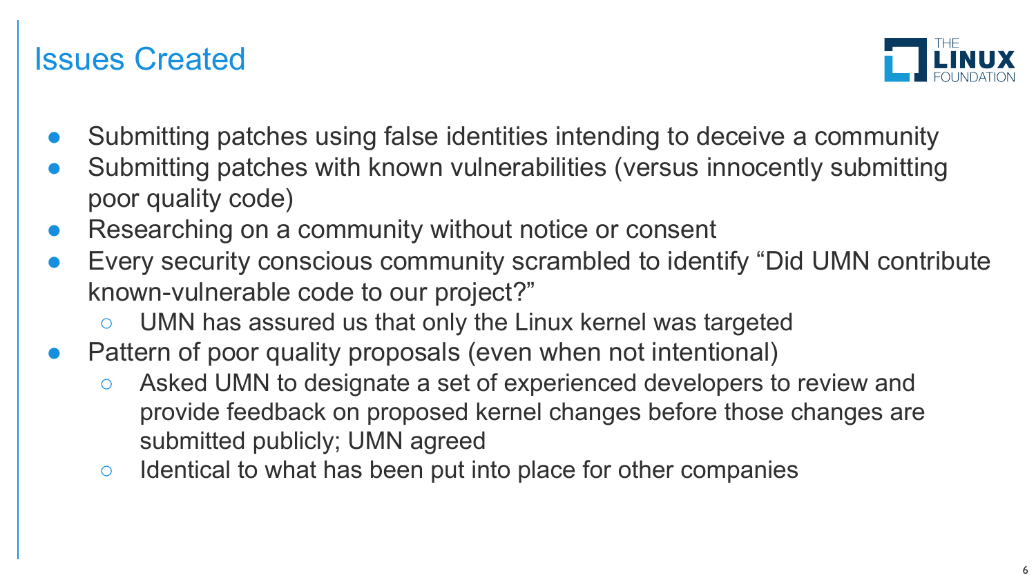# Issues Created

- Submitting patches using false identities intending to deceive a community
- Submitting patches with known vulnerabilities (versus innocently submitting poor quality code)
- Researching on a community without notice or consent
- Every security conscious community scrambled to identify "Did UMN contribute known-vulnerable code to our project?"
  - UMN has assured us that only the Linux kernel was targeted
- Pattern of poor quality proposals (even when not intentional)
  - Asked UMN to designate a set of experienced developers to review and provide feedback on proposed kernel changes before those changes are submitted publicly; UMN agreed
  - Identical to what has been put into place for other companies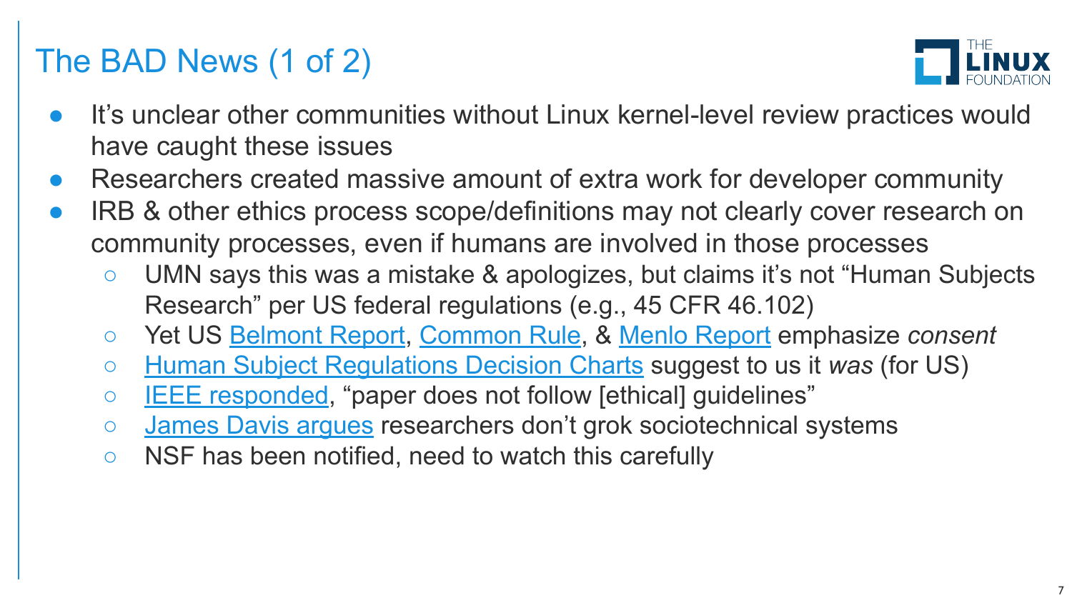# The BAD News (1 of 2)

- It's unclear other communities without Linux kernel-level review practices would have caught these issues
- Researchers created massive amount of extra work for developer community
- IRB & other ethics process scope/definitions may not clearly cover research on community processes, even if humans are involved in those processes
  - UMN says this was a mistake & apologizes, but claims it's not "Human Subjects Research" per US federal regulations (e.g., 45 CFR 46.102)
  - Yet US Belmont Report, Common Rule, & Menlo Report emphasize *consent*
  - Human Subject Regulations Decision Charts suggest to us it *was* (for US)
  - IEEE responded, "paper does not follow [ethical] guidelines"
  - James Davis argues researchers don't grok sociotechnical systems
  - NSF has been notified, need to watch this carefully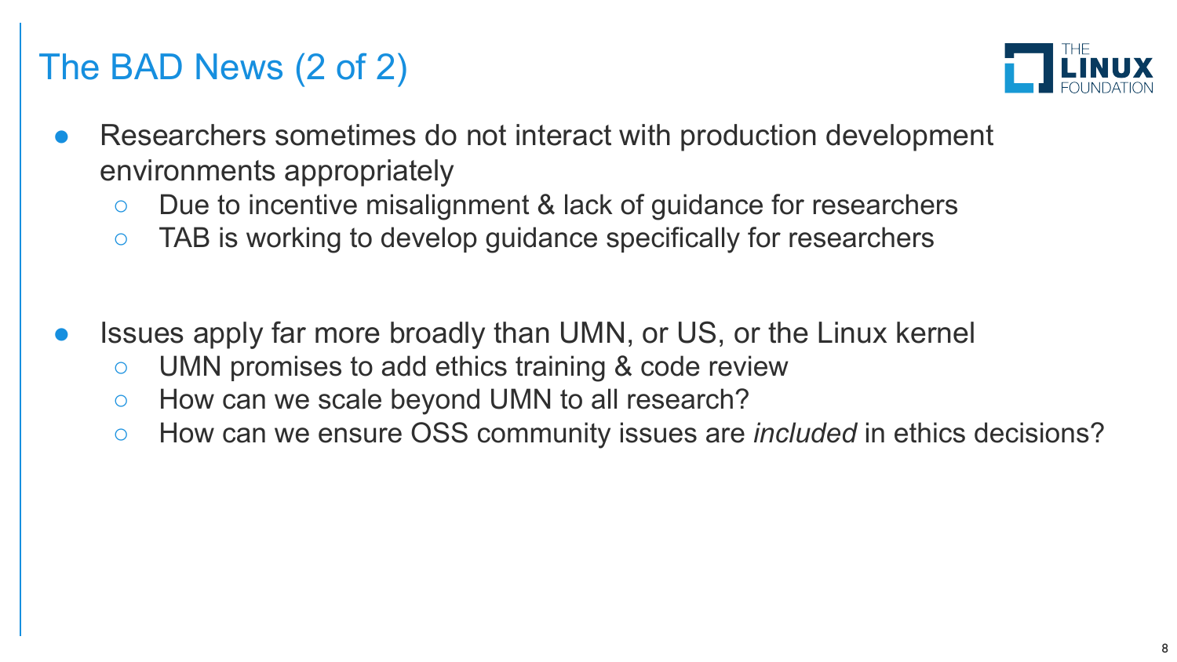# The BAD News (2 of 2)

- Researchers sometimes do not interact with production development environments appropriately
  - Due to incentive misalignment & lack of guidance for researchers
  - TAB is working to develop guidance specifically for researchers

- Issues apply far more broadly than UMN, or US, or the Linux kernel
  - UMN promises to add ethics training & code review
  - How can we scale beyond UMN to all research?
  - How can we ensure OSS community issues are *included* in ethics decisions?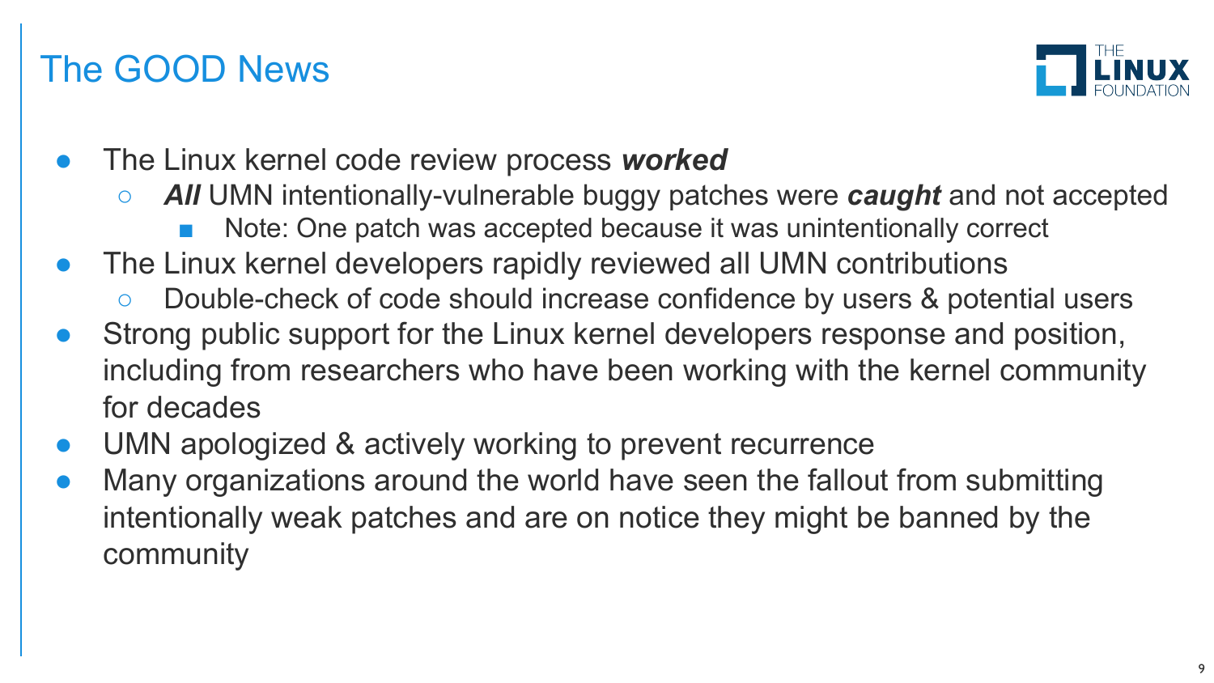# The GOOD News

- The Linux kernel code review process ***worked***
  - ***All*** UMN intentionally-vulnerable buggy patches were ***caught*** and not accepted
    - Note: One patch was accepted because it was unintentionally correct
- The Linux kernel developers rapidly reviewed all UMN contributions
  - Double-check of code should increase confidence by users & potential users
- Strong public support for the Linux kernel developers response and position, including from researchers who have been working with the kernel community for decades
- UMN apologized & actively working to prevent recurrence
- Many organizations around the world have seen the fallout from submitting intentionally weak patches and are on notice they might be banned by the community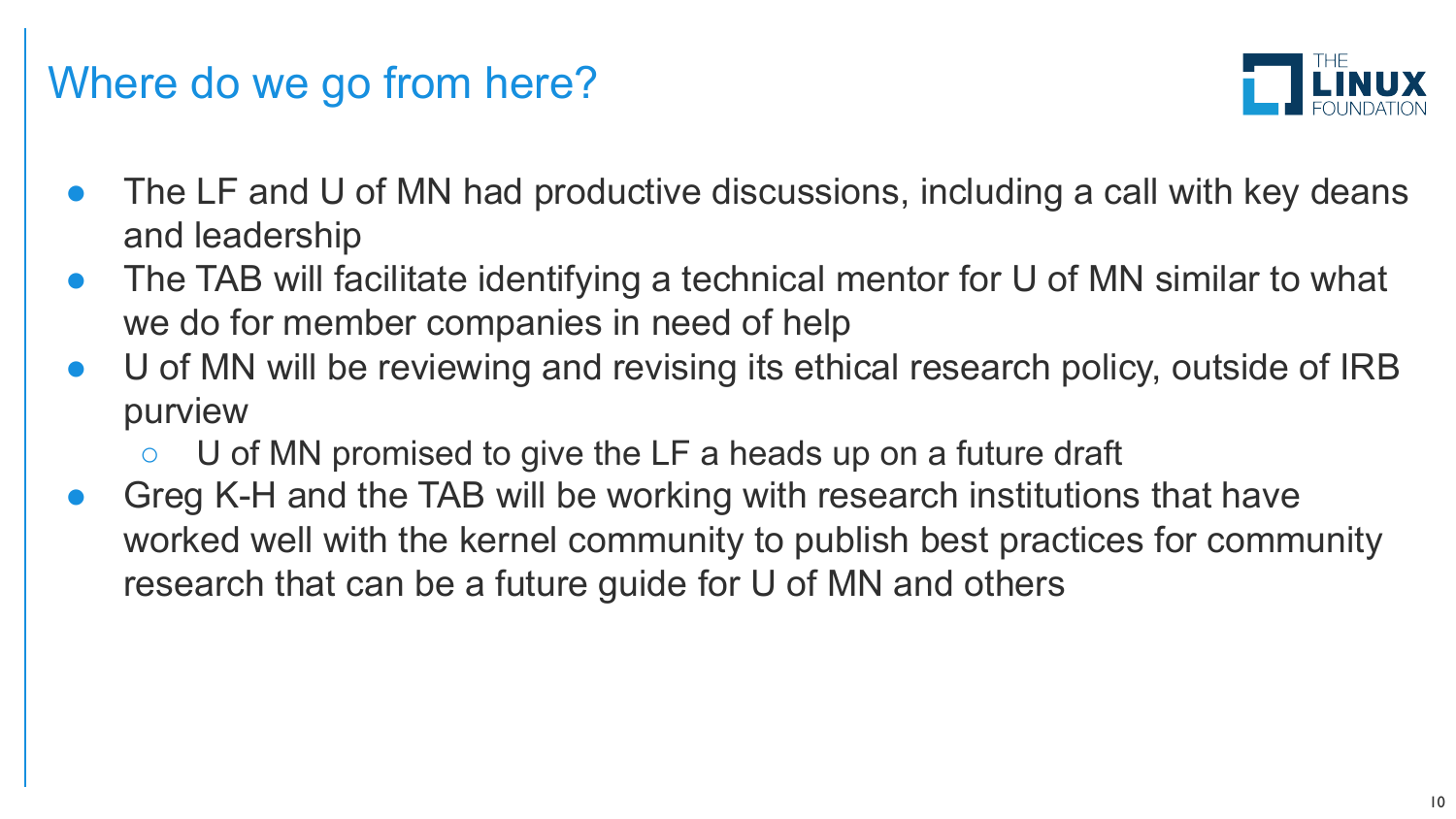# Where do we go from here?

- The LF and U of MN had productive discussions, including a call with key deans and leadership
- The TAB will facilitate identifying a technical mentor for U of MN similar to what we do for member companies in need of help
- U of MN will be reviewing and revising its ethical research policy, outside of IRB purview
  - U of MN promised to give the LF a heads up on a future draft
- Greg K-H and the TAB will be working with research institutions that have worked well with the kernel community to publish best practices for community research that can be a future guide for U of MN and others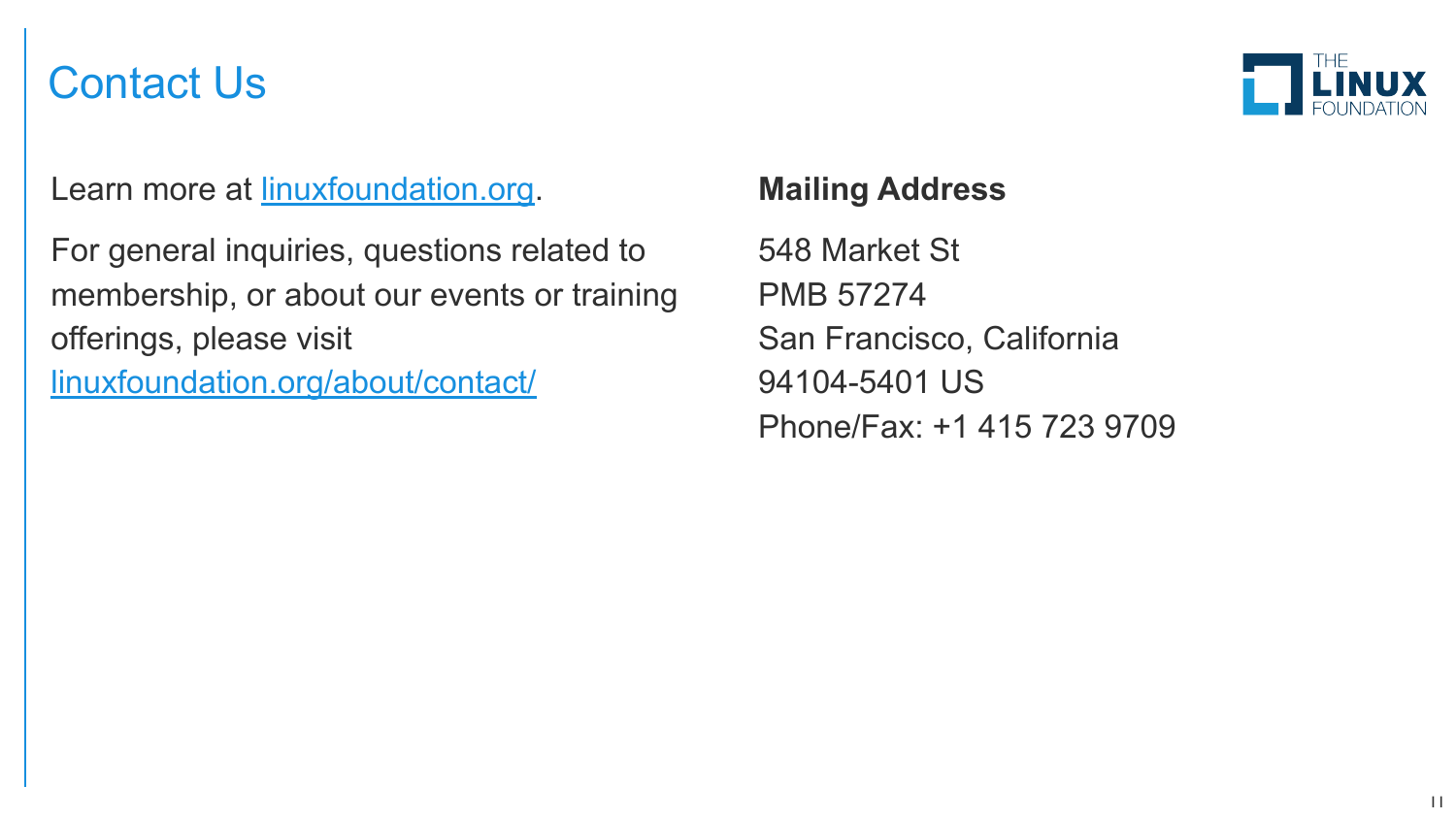# Contact Us

Learn more at [linuxfoundation.org](https://linuxfoundation.org).

For general inquiries, questions related to membership, or about our events or training offerings, please visit [linuxfoundation.org/about/contact/](https://linuxfoundation.org/about/contact/)

**Mailing Address**

548 Market St
PMB 57274
San Francisco, California
94104-5401 US
Phone/Fax: +1 415 723 9709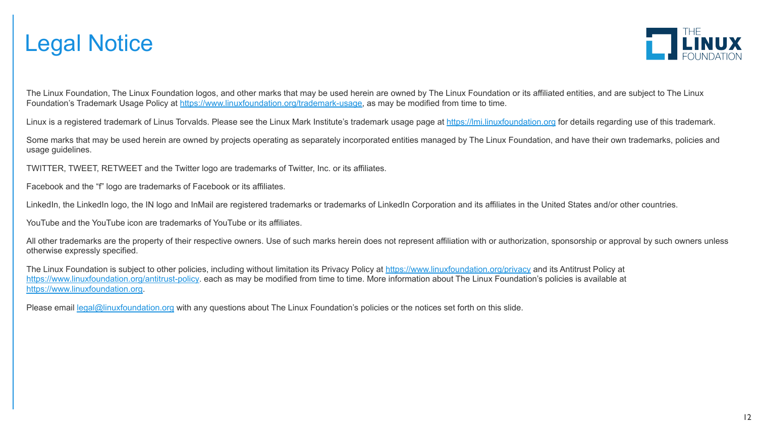# Legal Notice

The Linux Foundation, The Linux Foundation logos, and other marks that may be used herein are owned by The Linux Foundation or its affiliated entities, and are subject to The Linux Foundation's Trademark Usage Policy at https://www.linuxfoundation.org/trademark-usage, as may be modified from time to time.

Linux is a registered trademark of Linus Torvalds. Please see the Linux Mark Institute's trademark usage page at https://lmi.linuxfoundation.org for details regarding use of this trademark.

Some marks that may be used herein are owned by projects operating as separately incorporated entities managed by The Linux Foundation, and have their own trademarks, policies and usage guidelines.

TWITTER, TWEET, RETWEET and the Twitter logo are trademarks of Twitter, Inc. or its affiliates.

Facebook and the "f" logo are trademarks of Facebook or its affiliates.

LinkedIn, the LinkedIn logo, the IN logo and InMail are registered trademarks or trademarks of LinkedIn Corporation and its affiliates in the United States and/or other countries.

YouTube and the YouTube icon are trademarks of YouTube or its affiliates.

All other trademarks are the property of their respective owners. Use of such marks herein does not represent affiliation with or authorization, sponsorship or approval by such owners unless otherwise expressly specified.

The Linux Foundation is subject to other policies, including without limitation its Privacy Policy at https://www.linuxfoundation.org/privacy and its Antitrust Policy at https://www.linuxfoundation.org/antitrust-policy. each as may be modified from time to time. More information about The Linux Foundation's policies is available at https://www.linuxfoundation.org.

Please email legal@linuxfoundation.org with any questions about The Linux Foundation's policies or the notices set forth on this slide.